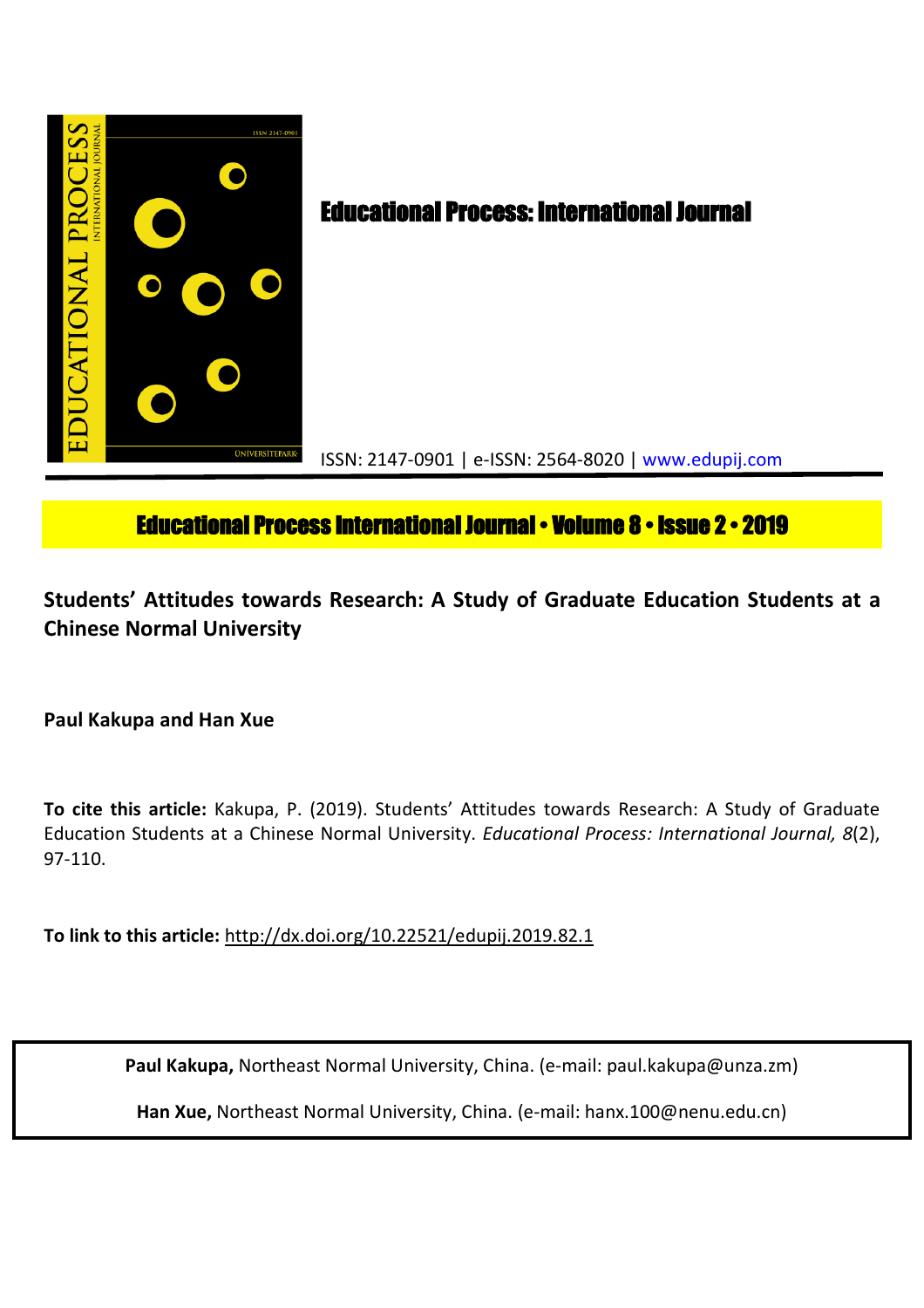# Educational Process: International Journal

ISSN: 2147-0901 | e-ISSN: 2564-8020 | www.edupij.com

**Educational Process International Journal • Volume 8 • Issue 2 • 2019**

## Students' Attitudes towards Research: A Study of Graduate Education Students at a Chinese Normal University

**Paul Kakupa and Han Xue**

**To cite this article:** Kakupa, P. (2019). Students' Attitudes towards Research: A Study of Graduate Education Students at a Chinese Normal University. *Educational Process: International Journal, 8*(2), 97-110.

**To link to this article:** http://dx.doi.org/10.22521/edupij.2019.82.1

**Paul Kakupa,** Northeast Normal University, China. (e-mail: paul.kakupa@unza.zm)

**Han Xue,** Northeast Normal University, China. (e-mail: hanx.100@nenu.edu.cn)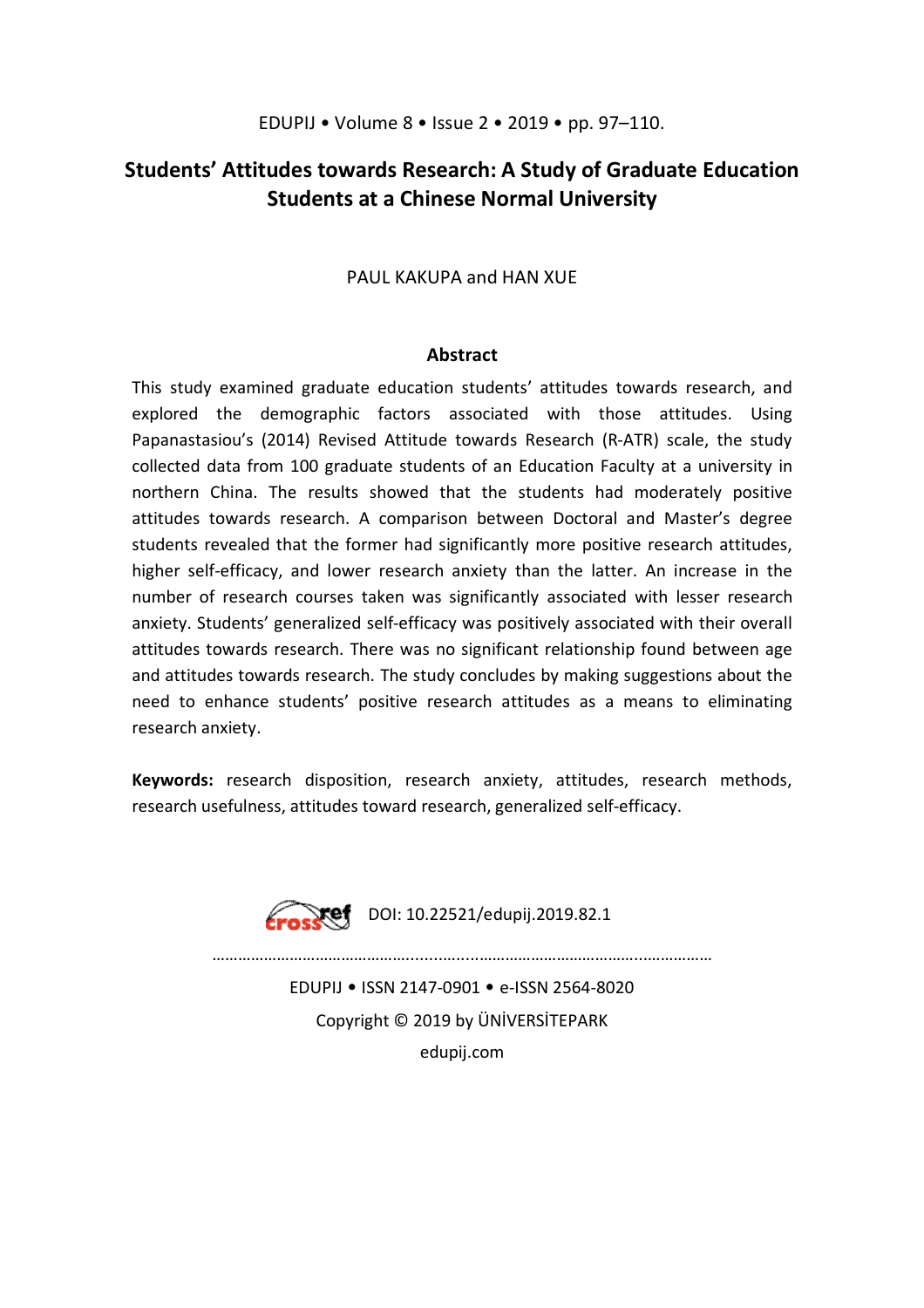# Students' Attitudes towards Research: A Study of Graduate Education Students at a Chinese Normal University

PAUL KAKUPA and HAN XUE

## Abstract

This study examined graduate education students' attitudes towards research, and explored the demographic factors associated with those attitudes. Using Papanastasiou's (2014) Revised Attitude towards Research (R-ATR) scale, the study collected data from 100 graduate students of an Education Faculty at a university in northern China. The results showed that the students had moderately positive attitudes towards research. A comparison between Doctoral and Master's degree students revealed that the former had significantly more positive research attitudes, higher self-efficacy, and lower research anxiety than the latter. An increase in the number of research courses taken was significantly associated with lesser research anxiety. Students' generalized self-efficacy was positively associated with their overall attitudes towards research. There was no significant relationship found between age and attitudes towards research. The study concludes by making suggestions about the need to enhance students' positive research attitudes as a means to eliminating research anxiety.

**Keywords:** research disposition, research anxiety, attitudes, research methods, research usefulness, attitudes toward research, generalized self-efficacy.

DOI: 10.22521/edupij.2019.82.1

EDUPIJ • ISSN 2147-0901 • e-ISSN 2564-8020

Copyright © 2019 by ÜNİVERSİTEPARK

edupij.com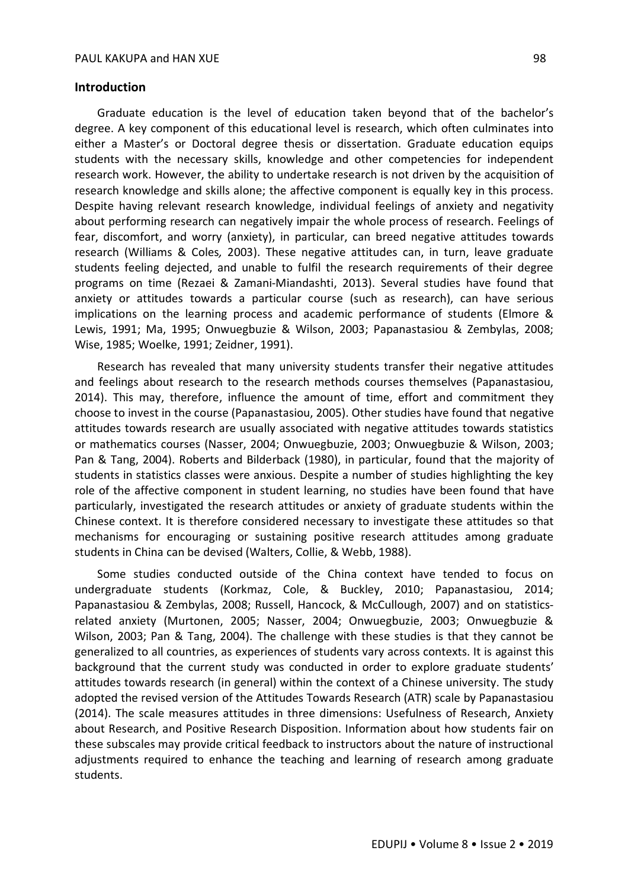## Introduction

Graduate education is the level of education taken beyond that of the bachelor's degree. A key component of this educational level is research, which often culminates into either a Master's or Doctoral degree thesis or dissertation. Graduate education equips students with the necessary skills, knowledge and other competencies for independent research work. However, the ability to undertake research is not driven by the acquisition of research knowledge and skills alone; the affective component is equally key in this process. Despite having relevant research knowledge, individual feelings of anxiety and negativity about performing research can negatively impair the whole process of research. Feelings of fear, discomfort, and worry (anxiety), in particular, can breed negative attitudes towards research (Williams & Coles, 2003). These negative attitudes can, in turn, leave graduate students feeling dejected, and unable to fulfil the research requirements of their degree programs on time (Rezaei & Zamani-Miandashti, 2013). Several studies have found that anxiety or attitudes towards a particular course (such as research), can have serious implications on the learning process and academic performance of students (Elmore & Lewis, 1991; Ma, 1995; Onwuegbuzie & Wilson, 2003; Papanastasiou & Zembylas, 2008; Wise, 1985; Woelke, 1991; Zeidner, 1991).

Research has revealed that many university students transfer their negative attitudes and feelings about research to the research methods courses themselves (Papanastasiou, 2014). This may, therefore, influence the amount of time, effort and commitment they choose to invest in the course (Papanastasiou, 2005). Other studies have found that negative attitudes towards research are usually associated with negative attitudes towards statistics or mathematics courses (Nasser, 2004; Onwuegbuzie, 2003; Onwuegbuzie & Wilson, 2003; Pan & Tang, 2004). Roberts and Bilderback (1980), in particular, found that the majority of students in statistics classes were anxious. Despite a number of studies highlighting the key role of the affective component in student learning, no studies have been found that have particularly, investigated the research attitudes or anxiety of graduate students within the Chinese context. It is therefore considered necessary to investigate these attitudes so that mechanisms for encouraging or sustaining positive research attitudes among graduate students in China can be devised (Walters, Collie, & Webb, 1988).

Some studies conducted outside of the China context have tended to focus on undergraduate students (Korkmaz, Cole, & Buckley, 2010; Papanastasiou, 2014; Papanastasiou & Zembylas, 2008; Russell, Hancock, & McCullough, 2007) and on statistics-related anxiety (Murtonen, 2005; Nasser, 2004; Onwuegbuzie, 2003; Onwuegbuzie & Wilson, 2003; Pan & Tang, 2004). The challenge with these studies is that they cannot be generalized to all countries, as experiences of students vary across contexts. It is against this background that the current study was conducted in order to explore graduate students' attitudes towards research (in general) within the context of a Chinese university. The study adopted the revised version of the Attitudes Towards Research (ATR) scale by Papanastasiou (2014). The scale measures attitudes in three dimensions: Usefulness of Research, Anxiety about Research, and Positive Research Disposition. Information about how students fair on these subscales may provide critical feedback to instructors about the nature of instructional adjustments required to enhance the teaching and learning of research among graduate students.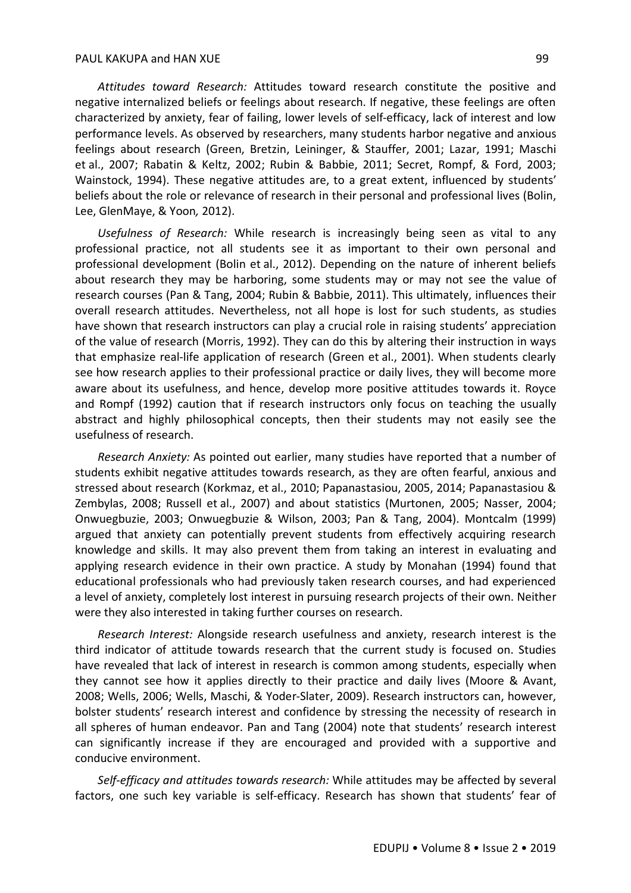*Attitudes toward Research:* Attitudes toward research constitute the positive and negative internalized beliefs or feelings about research. If negative, these feelings are often characterized by anxiety, fear of failing, lower levels of self-efficacy, lack of interest and low performance levels. As observed by researchers, many students harbor negative and anxious feelings about research (Green, Bretzin, Leininger, & Stauffer, 2001; Lazar, 1991; Maschi et al., 2007; Rabatin & Keltz, 2002; Rubin & Babbie, 2011; Secret, Rompf, & Ford, 2003; Wainstock, 1994). These negative attitudes are, to a great extent, influenced by students' beliefs about the role or relevance of research in their personal and professional lives (Bolin, Lee, GlenMaye, & Yoon*,* 2012).

*Usefulness of Research:* While research is increasingly being seen as vital to any professional practice, not all students see it as important to their own personal and professional development (Bolin et al., 2012). Depending on the nature of inherent beliefs about research they may be harboring, some students may or may not see the value of research courses (Pan & Tang, 2004; Rubin & Babbie, 2011). This ultimately, influences their overall research attitudes. Nevertheless, not all hope is lost for such students, as studies have shown that research instructors can play a crucial role in raising students' appreciation of the value of research (Morris, 1992). They can do this by altering their instruction in ways that emphasize real-life application of research (Green et al., 2001). When students clearly see how research applies to their professional practice or daily lives, they will become more aware about its usefulness, and hence, develop more positive attitudes towards it. Royce and Rompf (1992) caution that if research instructors only focus on teaching the usually abstract and highly philosophical concepts, then their students may not easily see the usefulness of research.

*Research Anxiety:* As pointed out earlier, many studies have reported that a number of students exhibit negative attitudes towards research, as they are often fearful, anxious and stressed about research (Korkmaz, et al., 2010; Papanastasiou, 2005, 2014; Papanastasiou & Zembylas, 2008; Russell et al., 2007) and about statistics (Murtonen, 2005; Nasser, 2004; Onwuegbuzie, 2003; Onwuegbuzie & Wilson, 2003; Pan & Tang, 2004). Montcalm (1999) argued that anxiety can potentially prevent students from effectively acquiring research knowledge and skills. It may also prevent them from taking an interest in evaluating and applying research evidence in their own practice. A study by Monahan (1994) found that educational professionals who had previously taken research courses, and had experienced a level of anxiety, completely lost interest in pursuing research projects of their own. Neither were they also interested in taking further courses on research.

*Research Interest:* Alongside research usefulness and anxiety, research interest is the third indicator of attitude towards research that the current study is focused on. Studies have revealed that lack of interest in research is common among students, especially when they cannot see how it applies directly to their practice and daily lives (Moore & Avant, 2008; Wells, 2006; Wells, Maschi, & Yoder-Slater, 2009). Research instructors can, however, bolster students' research interest and confidence by stressing the necessity of research in all spheres of human endeavor. Pan and Tang (2004) note that students' research interest can significantly increase if they are encouraged and provided with a supportive and conducive environment.

*Self-efficacy and attitudes towards research:* While attitudes may be affected by several factors, one such key variable is self-efficacy. Research has shown that students' fear of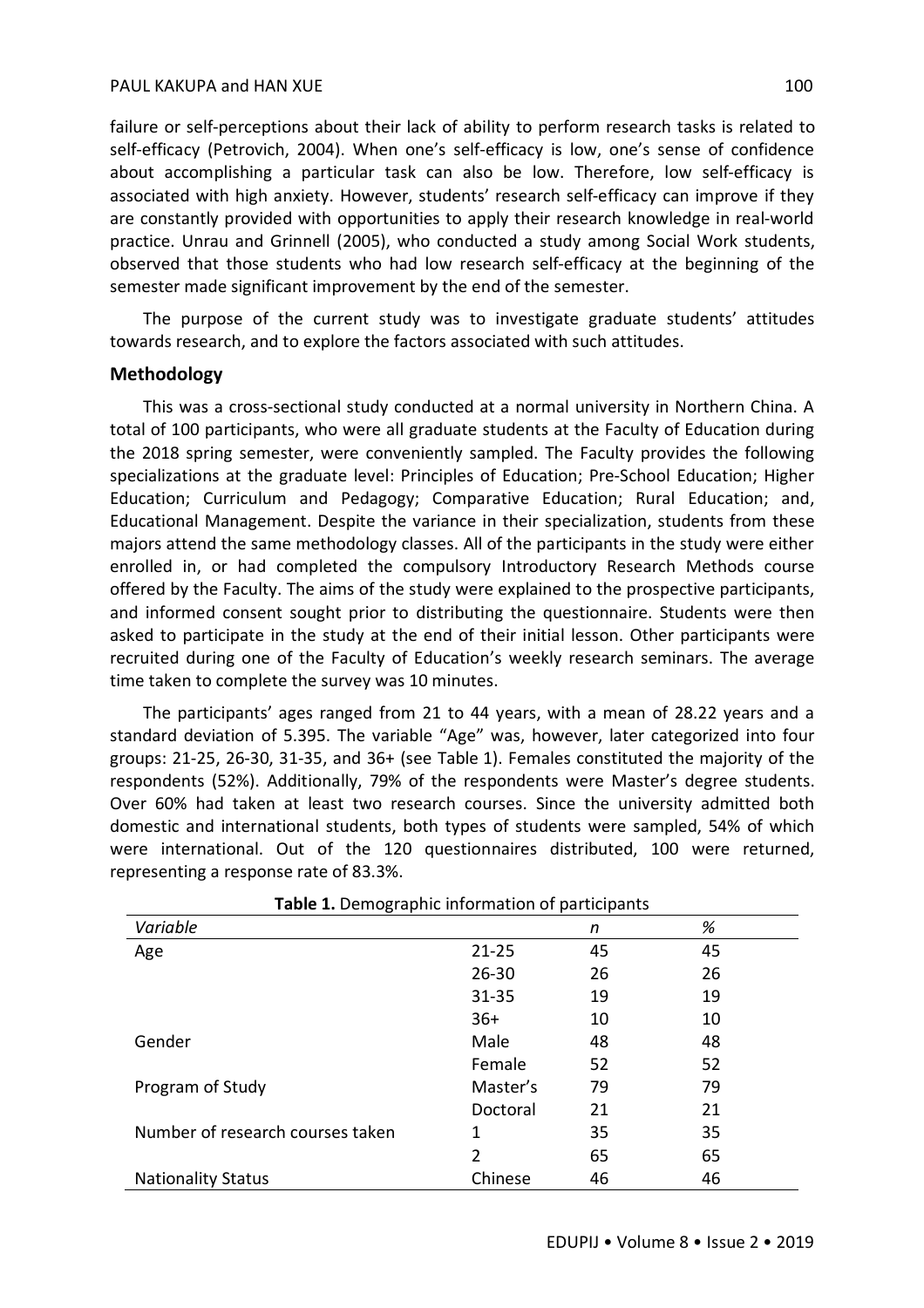failure or self-perceptions about their lack of ability to perform research tasks is related to self-efficacy (Petrovich, 2004). When one's self-efficacy is low, one's sense of confidence about accomplishing a particular task can also be low. Therefore, low self-efficacy is associated with high anxiety. However, students' research self-efficacy can improve if they are constantly provided with opportunities to apply their research knowledge in real-world practice. Unrau and Grinnell (2005), who conducted a study among Social Work students, observed that those students who had low research self-efficacy at the beginning of the semester made significant improvement by the end of the semester.

The purpose of the current study was to investigate graduate students' attitudes towards research, and to explore the factors associated with such attitudes.

## Methodology

This was a cross-sectional study conducted at a normal university in Northern China. A total of 100 participants, who were all graduate students at the Faculty of Education during the 2018 spring semester, were conveniently sampled. The Faculty provides the following specializations at the graduate level: Principles of Education; Pre-School Education; Higher Education; Curriculum and Pedagogy; Comparative Education; Rural Education; and, Educational Management. Despite the variance in their specialization, students from these majors attend the same methodology classes. All of the participants in the study were either enrolled in, or had completed the compulsory Introductory Research Methods course offered by the Faculty. The aims of the study were explained to the prospective participants, and informed consent sought prior to distributing the questionnaire. Students were then asked to participate in the study at the end of their initial lesson. Other participants were recruited during one of the Faculty of Education's weekly research seminars. The average time taken to complete the survey was 10 minutes.

The participants' ages ranged from 21 to 44 years, with a mean of 28.22 years and a standard deviation of 5.395. The variable "Age" was, however, later categorized into four groups: 21-25, 26-30, 31-35, and 36+ (see Table 1). Females constituted the majority of the respondents (52%). Additionally, 79% of the respondents were Master's degree students. Over 60% had taken at least two research courses. Since the university admitted both domestic and international students, both types of students were sampled, 54% of which were international. Out of the 120 questionnaires distributed, 100 were returned, representing a response rate of 83.3%.

**Table 1.** Demographic information of participants

| *Variable* | | *n* | *%* |
|---|---|---|---|
| Age | 21-25 | 45 | 45 |
| | 26-30 | 26 | 26 |
| | 31-35 | 19 | 19 |
| | 36+ | 10 | 10 |
| Gender | Male | 48 | 48 |
| | Female | 52 | 52 |
| Program of Study | Master's | 79 | 79 |
| | Doctoral | 21 | 21 |
| Number of research courses taken | 1 | 35 | 35 |
| | 2 | 65 | 65 |
| Nationality Status | Chinese | 46 | 46 |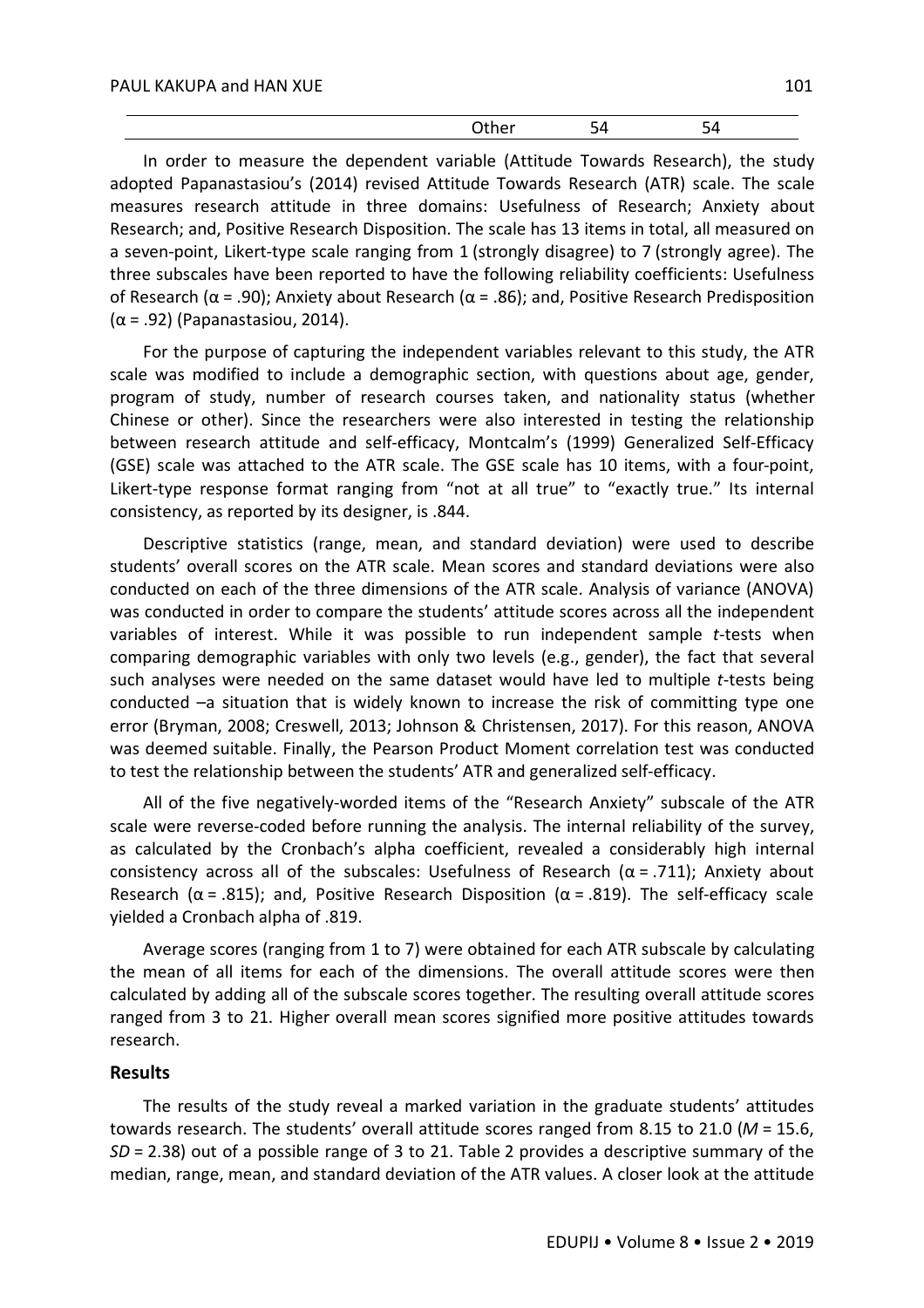| | Other | 54 | 54 |
|---|---|---|---|

In order to measure the dependent variable (Attitude Towards Research), the study adopted Papanastasiou's (2014) revised Attitude Towards Research (ATR) scale. The scale measures research attitude in three domains: Usefulness of Research; Anxiety about Research; and, Positive Research Disposition. The scale has 13 items in total, all measured on a seven-point, Likert-type scale ranging from 1 (strongly disagree) to 7 (strongly agree). The three subscales have been reported to have the following reliability coefficients: Usefulness of Research ($\alpha = .90$); Anxiety about Research ($\alpha = .86$); and, Positive Research Predisposition ($\alpha = .92$) (Papanastasiou, 2014).

For the purpose of capturing the independent variables relevant to this study, the ATR scale was modified to include a demographic section, with questions about age, gender, program of study, number of research courses taken, and nationality status (whether Chinese or other). Since the researchers were also interested in testing the relationship between research attitude and self-efficacy, Montcalm's (1999) Generalized Self-Efficacy (GSE) scale was attached to the ATR scale. The GSE scale has 10 items, with a four-point, Likert-type response format ranging from "not at all true" to "exactly true." Its internal consistency, as reported by its designer, is .844.

Descriptive statistics (range, mean, and standard deviation) were used to describe students' overall scores on the ATR scale. Mean scores and standard deviations were also conducted on each of the three dimensions of the ATR scale. Analysis of variance (ANOVA) was conducted in order to compare the students' attitude scores across all the independent variables of interest. While it was possible to run independent sample *t*-tests when comparing demographic variables with only two levels (e.g., gender), the fact that several such analyses were needed on the same dataset would have led to multiple *t*-tests being conducted –a situation that is widely known to increase the risk of committing type one error (Bryman, 2008; Creswell, 2013; Johnson & Christensen, 2017). For this reason, ANOVA was deemed suitable. Finally, the Pearson Product Moment correlation test was conducted to test the relationship between the students' ATR and generalized self-efficacy.

All of the five negatively-worded items of the "Research Anxiety" subscale of the ATR scale were reverse-coded before running the analysis. The internal reliability of the survey, as calculated by the Cronbach's alpha coefficient, revealed a considerably high internal consistency across all of the subscales: Usefulness of Research ($\alpha = .711$); Anxiety about Research ($\alpha = .815$); and, Positive Research Disposition ($\alpha = .819$). The self-efficacy scale yielded a Cronbach alpha of .819.

Average scores (ranging from 1 to 7) were obtained for each ATR subscale by calculating the mean of all items for each of the dimensions. The overall attitude scores were then calculated by adding all of the subscale scores together. The resulting overall attitude scores ranged from 3 to 21. Higher overall mean scores signified more positive attitudes towards research.

## Results

The results of the study reveal a marked variation in the graduate students' attitudes towards research. The students' overall attitude scores ranged from 8.15 to 21.0 ($M = 15.6$, $SD = 2.38$) out of a possible range of 3 to 21. Table 2 provides a descriptive summary of the median, range, mean, and standard deviation of the ATR values. A closer look at the attitude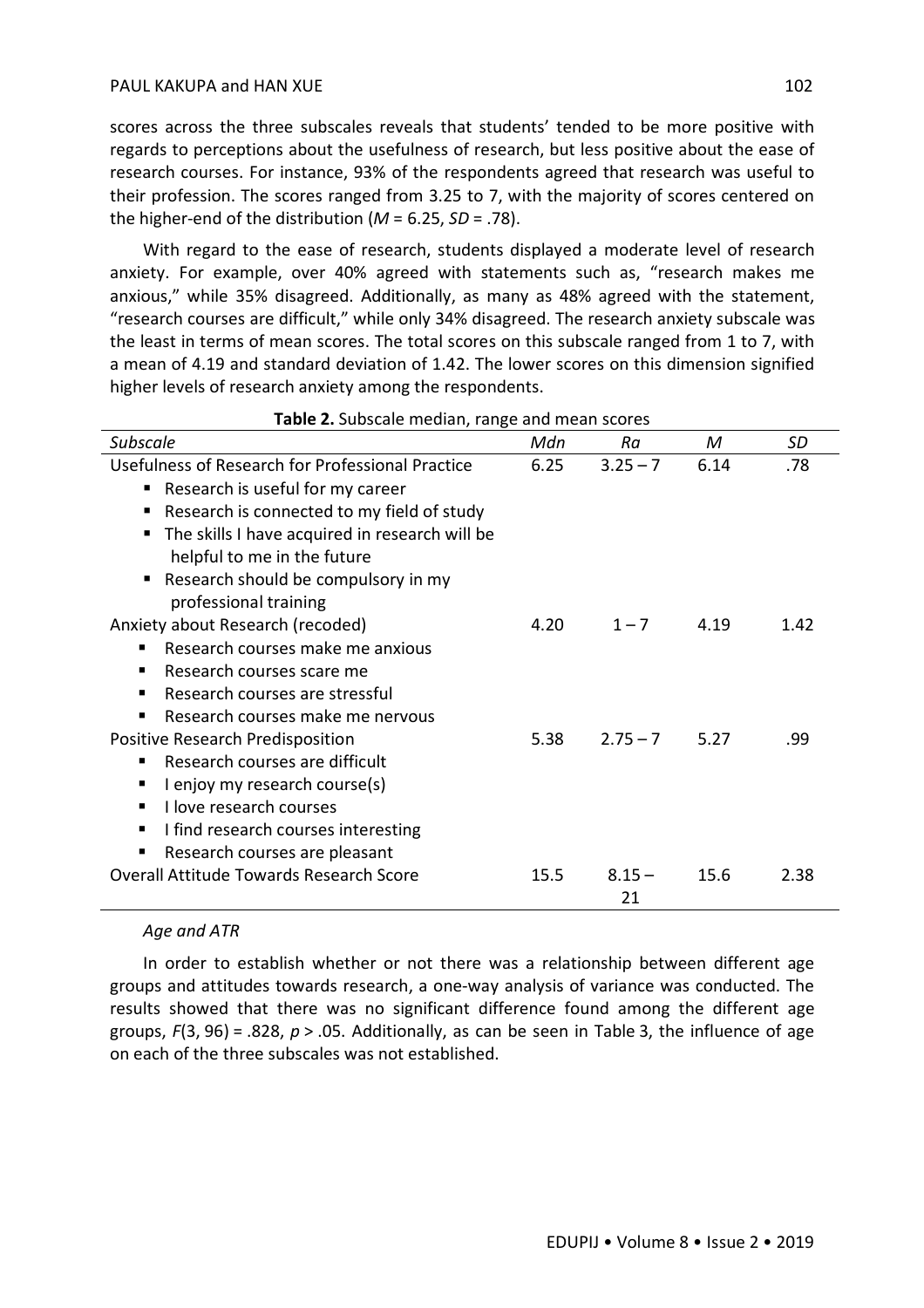scores across the three subscales reveals that students' tended to be more positive with regards to perceptions about the usefulness of research, but less positive about the ease of research courses. For instance, 93% of the respondents agreed that research was useful to their profession. The scores ranged from 3.25 to 7, with the majority of scores centered on the higher-end of the distribution ($M$ = 6.25, $SD$ = .78).

With regard to the ease of research, students displayed a moderate level of research anxiety. For example, over 40% agreed with statements such as, "research makes me anxious," while 35% disagreed. Additionally, as many as 48% agreed with the statement, "research courses are difficult," while only 34% disagreed. The research anxiety subscale was the least in terms of mean scores. The total scores on this subscale ranged from 1 to 7, with a mean of 4.19 and standard deviation of 1.42. The lower scores on this dimension signified higher levels of research anxiety among the respondents.

**Table 2.** Subscale median, range and mean scores

| *Subscale* | *Mdn* | *Ra* | *M* | *SD* |
|---|---|---|---|---|
| Usefulness of Research for Professional Practice | 6.25 | 3.25 – 7 | 6.14 | .78 |
| ▪ Research is useful for my career | | | | |
| ▪ Research is connected to my field of study | | | | |
| ▪ The skills I have acquired in research will be helpful to me in the future | | | | |
| ▪ Research should be compulsory in my professional training | | | | |
| Anxiety about Research (recoded) | 4.20 | 1 – 7 | 4.19 | 1.42 |
| ▪ Research courses make me anxious | | | | |
| ▪ Research courses scare me | | | | |
| ▪ Research courses are stressful | | | | |
| ▪ Research courses make me nervous | | | | |
| Positive Research Predisposition | 5.38 | 2.75 – 7 | 5.27 | .99 |
| ▪ Research courses are difficult | | | | |
| ▪ I enjoy my research course(s) | | | | |
| ▪ I love research courses | | | | |
| ▪ I find research courses interesting | | | | |
| ▪ Research courses are pleasant | | | | |
| Overall Attitude Towards Research Score | 15.5 | 8.15 – 21 | 15.6 | 2.38 |

*Age and ATR*

In order to establish whether or not there was a relationship between different age groups and attitudes towards research, a one-way analysis of variance was conducted. The results showed that there was no significant difference found among the different age groups, $F(3, 96) = .828$, $p > .05$. Additionally, as can be seen in Table 3, the influence of age on each of the three subscales was not established.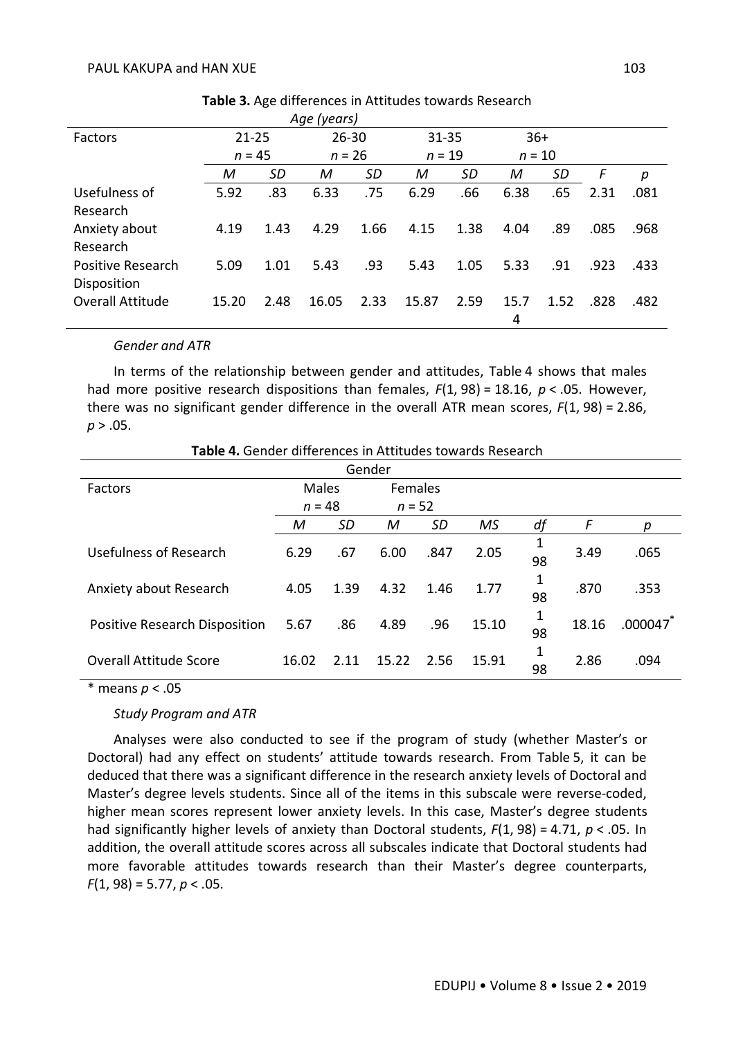**Table 3.** Age differences in Attitudes towards Research

| Factors | *Age (years)* 21-25 $n = 45$ | | 26-30 $n = 26$ | | 31-35 $n = 19$ | | 36+ $n = 10$ | | | |
|---|---|---|---|---|---|---|---|---|---|---|
| | *M* | *SD* | *M* | *SD* | *M* | *SD* | *M* | *SD* | *F* | *p* |
| Usefulness of Research | 5.92 | .83 | 6.33 | .75 | 6.29 | .66 | 6.38 | .65 | 2.31 | .081 |
| Anxiety about Research | 4.19 | 1.43 | 4.29 | 1.66 | 4.15 | 1.38 | 4.04 | .89 | .085 | .968 |
| Positive Research Disposition | 5.09 | 1.01 | 5.43 | .93 | 5.43 | 1.05 | 5.33 | .91 | .923 | .433 |
| Overall Attitude | 15.20 | 2.48 | 16.05 | 2.33 | 15.87 | 2.59 | 15.74 | 1.52 | .828 | .482 |

*Gender and ATR*

In terms of the relationship between gender and attitudes, Table 4 shows that males had more positive research dispositions than females, $F(1, 98) = 18.16$, $p < .05$. However, there was no significant gender difference in the overall ATR mean scores, $F(1, 98) = 2.86$, $p > .05$.

**Table 4.** Gender differences in Attitudes towards Research

| Factors | Gender Males $n = 48$ | | Females $n = 52$ | | | | | |
|---|---|---|---|---|---|---|---|---|
| | *M* | *SD* | *M* | *SD* | *MS* | *df* | *F* | *p* |
| Usefulness of Research | 6.29 | .67 | 6.00 | .847 | 2.05 | 1 98 | 3.49 | .065 |
| Anxiety about Research | 4.05 | 1.39 | 4.32 | 1.46 | 1.77 | 1 98 | .870 | .353 |
| Positive Research Disposition | 5.67 | .86 | 4.89 | .96 | 15.10 | 1 98 | 18.16 | .000047* |
| Overall Attitude Score | 16.02 | 2.11 | 15.22 | 2.56 | 15.91 | 1 98 | 2.86 | .094 |

* means $p < .05$

*Study Program and ATR*

Analyses were also conducted to see if the program of study (whether Master's or Doctoral) had any effect on students' attitude towards research. From Table 5, it can be deduced that there was a significant difference in the research anxiety levels of Doctoral and Master's degree levels students. Since all of the items in this subscale were reverse-coded, higher mean scores represent lower anxiety levels. In this case, Master's degree students had significantly higher levels of anxiety than Doctoral students, $F(1, 98) = 4.71$, $p < .05$. In addition, the overall attitude scores across all subscales indicate that Doctoral students had more favorable attitudes towards research than their Master's degree counterparts, $F(1, 98) = 5.77$, $p < .05$.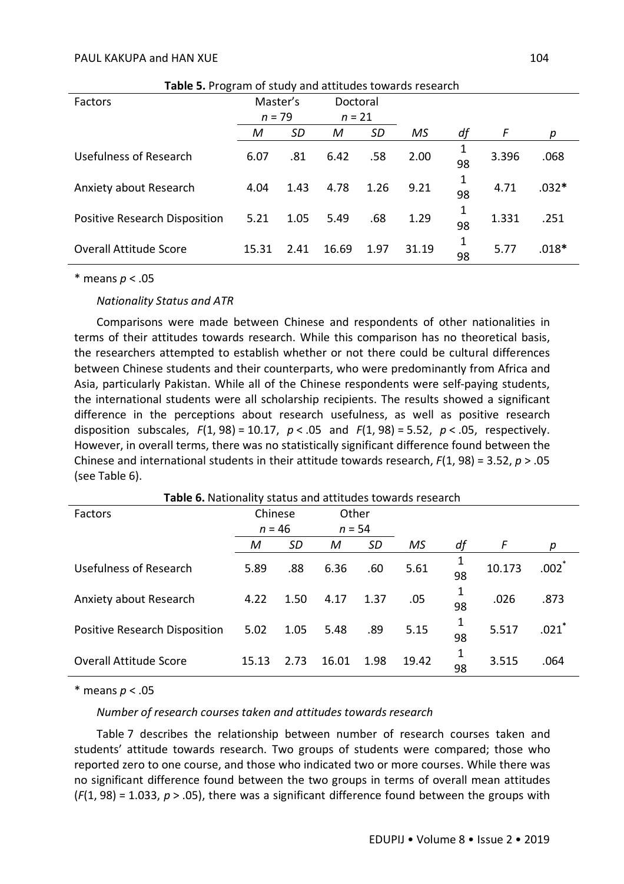**Table 5.** Program of study and attitudes towards research

| Factors | Master's $n = 79$ | | Doctoral $n = 21$ | | | | | |
|---|---|---|---|---|---|---|---|---|
| | $M$ | $SD$ | $M$ | $SD$ | $MS$ | $df$ | $F$ | $p$ |
| Usefulness of Research | 6.07 | .81 | 6.42 | .58 | 2.00 | 1 98 | 3.396 | .068 |
| Anxiety about Research | 4.04 | 1.43 | 4.78 | 1.26 | 9.21 | 1 98 | 4.71 | .032* |
| Positive Research Disposition | 5.21 | 1.05 | 5.49 | .68 | 1.29 | 1 98 | 1.331 | .251 |
| Overall Attitude Score | 15.31 | 2.41 | 16.69 | 1.97 | 31.19 | 1 98 | 5.77 | .018* |

* means $p < .05$

*Nationality Status and ATR*

Comparisons were made between Chinese and respondents of other nationalities in terms of their attitudes towards research. While this comparison has no theoretical basis, the researchers attempted to establish whether or not there could be cultural differences between Chinese students and their counterparts, who were predominantly from Africa and Asia, particularly Pakistan. While all of the Chinese respondents were self-paying students, the international students were all scholarship recipients. The results showed a significant difference in the perceptions about research usefulness, as well as positive research disposition subscales, $F(1, 98) = 10.17$, $p < .05$ and $F(1, 98) = 5.52$, $p < .05$, respectively. However, in overall terms, there was no statistically significant difference found between the Chinese and international students in their attitude towards research, $F(1, 98) = 3.52$, $p > .05$ (see Table 6).

**Table 6.** Nationality status and attitudes towards research

| Factors | Chinese $n = 46$ | | Other $n = 54$ | | | | | |
|---|---|---|---|---|---|---|---|---|
| | $M$ | $SD$ | $M$ | $SD$ | $MS$ | $df$ | $F$ | $p$ |
| Usefulness of Research | 5.89 | .88 | 6.36 | .60 | 5.61 | 1 98 | 10.173 | .002* |
| Anxiety about Research | 4.22 | 1.50 | 4.17 | 1.37 | .05 | 1 98 | .026 | .873 |
| Positive Research Disposition | 5.02 | 1.05 | 5.48 | .89 | 5.15 | 1 98 | 5.517 | .021* |
| Overall Attitude Score | 15.13 | 2.73 | 16.01 | 1.98 | 19.42 | 1 98 | 3.515 | .064 |

* means $p < .05$

*Number of research courses taken and attitudes towards research*

Table 7 describes the relationship between number of research courses taken and students' attitude towards research. Two groups of students were compared; those who reported zero to one course, and those who indicated two or more courses. While there was no significant difference found between the two groups in terms of overall mean attitudes ($F(1, 98) = 1.033$, $p > .05$), there was a significant difference found between the groups with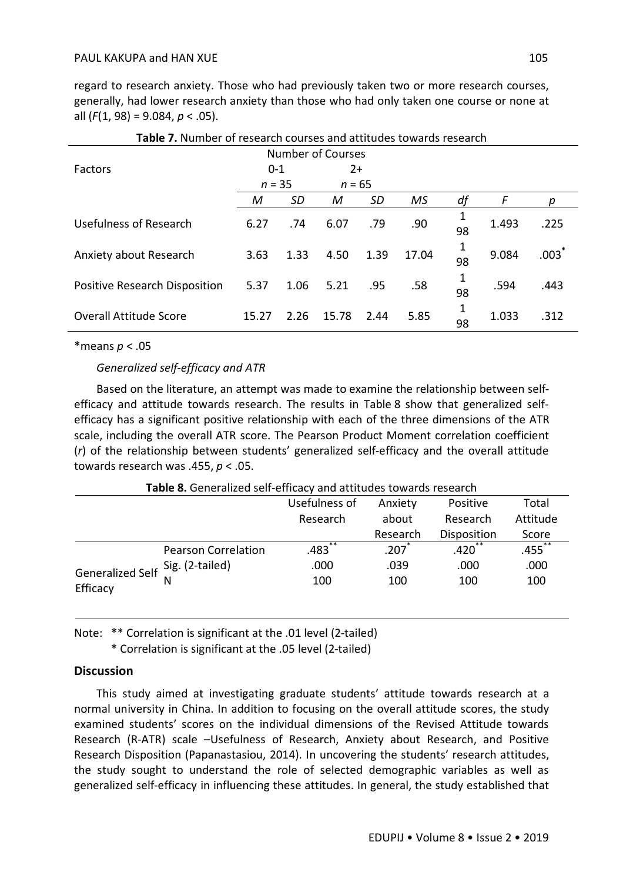regard to research anxiety. Those who had previously taken two or more research courses, generally, had lower research anxiety than those who had only taken one course or none at all ($F(1, 98) = 9.084$, $p < .05$).

**Table 7.** Number of research courses and attitudes towards research

| Factors | Number of Courses | | | | | | | |
|---|---|---|---|---|---|---|---|---|
| | 0-1 | | 2+ | | | | | |
| | $n = 35$ | | $n = 65$ | | | | | |
| | *M* | *SD* | *M* | *SD* | *MS* | *df* | *F* | *p* |
| Usefulness of Research | 6.27 | .74 | 6.07 | .79 | .90 | 1<br>98 | 1.493 | .225 |
| Anxiety about Research | 3.63 | 1.33 | 4.50 | 1.39 | 17.04 | 1<br>98 | 9.084 | .003* |
| Positive Research Disposition | 5.37 | 1.06 | 5.21 | .95 | .58 | 1<br>98 | .594 | .443 |
| Overall Attitude Score | 15.27 | 2.26 | 15.78 | 2.44 | 5.85 | 1<br>98 | 1.033 | .312 |

*means $p < .05$

*Generalized self-efficacy and ATR*

Based on the literature, an attempt was made to examine the relationship between self-efficacy and attitude towards research. The results in Table 8 show that generalized self-efficacy has a significant positive relationship with each of the three dimensions of the ATR scale, including the overall ATR score. The Pearson Product Moment correlation coefficient ($r$) of the relationship between students' generalized self-efficacy and the overall attitude towards research was .455, $p < .05$.

**Table 8.** Generalized self-efficacy and attitudes towards research

| | | Usefulness of Research | Anxiety about Research | Positive Research Disposition | Total Attitude Score |
|---|---|---|---|---|---|
| Generalized Self Efficacy | Pearson Correlation | .483** | .207* | .420** | .455** |
| | Sig. (2-tailed) | .000 | .039 | .000 | .000 |
| | N | 100 | 100 | 100 | 100 |

Note: ** Correlation is significant at the .01 level (2-tailed)
* Correlation is significant at the .05 level (2-tailed)

## Discussion

This study aimed at investigating graduate students' attitude towards research at a normal university in China. In addition to focusing on the overall attitude scores, the study examined students' scores on the individual dimensions of the Revised Attitude towards Research (R-ATR) scale –Usefulness of Research, Anxiety about Research, and Positive Research Disposition (Papanastasiou, 2014). In uncovering the students' research attitudes, the study sought to understand the role of selected demographic variables as well as generalized self-efficacy in influencing these attitudes. In general, the study established that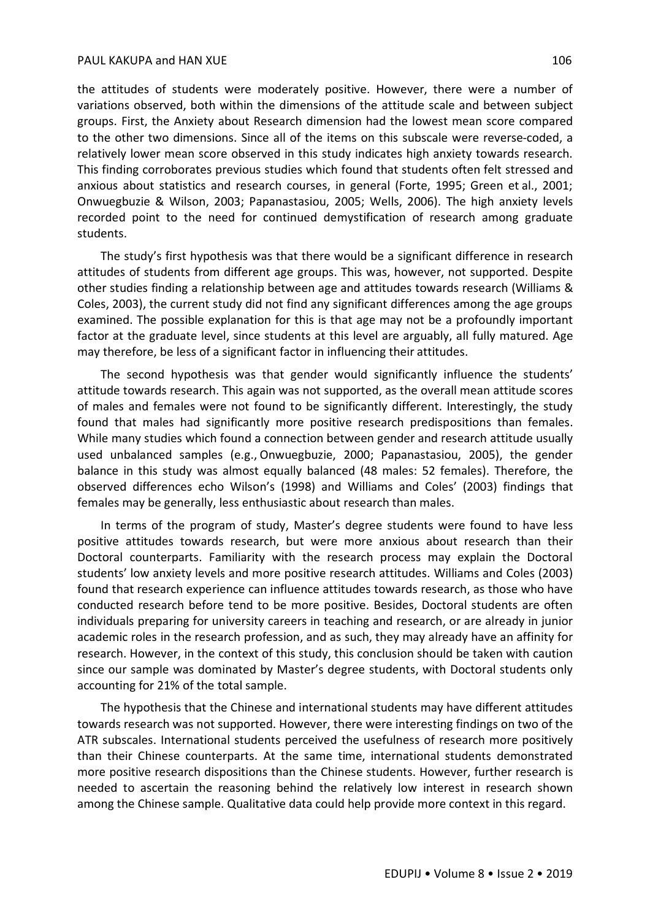the attitudes of students were moderately positive. However, there were a number of variations observed, both within the dimensions of the attitude scale and between subject groups. First, the Anxiety about Research dimension had the lowest mean score compared to the other two dimensions. Since all of the items on this subscale were reverse-coded, a relatively lower mean score observed in this study indicates high anxiety towards research. This finding corroborates previous studies which found that students often felt stressed and anxious about statistics and research courses, in general (Forte, 1995; Green et al., 2001; Onwuegbuzie & Wilson, 2003; Papanastasiou, 2005; Wells, 2006). The high anxiety levels recorded point to the need for continued demystification of research among graduate students.

The study's first hypothesis was that there would be a significant difference in research attitudes of students from different age groups. This was, however, not supported. Despite other studies finding a relationship between age and attitudes towards research (Williams & Coles, 2003), the current study did not find any significant differences among the age groups examined. The possible explanation for this is that age may not be a profoundly important factor at the graduate level, since students at this level are arguably, all fully matured. Age may therefore, be less of a significant factor in influencing their attitudes.

The second hypothesis was that gender would significantly influence the students' attitude towards research. This again was not supported, as the overall mean attitude scores of males and females were not found to be significantly different. Interestingly, the study found that males had significantly more positive research predispositions than females. While many studies which found a connection between gender and research attitude usually used unbalanced samples (e.g., Onwuegbuzie, 2000; Papanastasiou, 2005), the gender balance in this study was almost equally balanced (48 males: 52 females). Therefore, the observed differences echo Wilson's (1998) and Williams and Coles' (2003) findings that females may be generally, less enthusiastic about research than males.

In terms of the program of study, Master's degree students were found to have less positive attitudes towards research, but were more anxious about research than their Doctoral counterparts. Familiarity with the research process may explain the Doctoral students' low anxiety levels and more positive research attitudes. Williams and Coles (2003) found that research experience can influence attitudes towards research, as those who have conducted research before tend to be more positive. Besides, Doctoral students are often individuals preparing for university careers in teaching and research, or are already in junior academic roles in the research profession, and as such, they may already have an affinity for research. However, in the context of this study, this conclusion should be taken with caution since our sample was dominated by Master's degree students, with Doctoral students only accounting for 21% of the total sample.

The hypothesis that the Chinese and international students may have different attitudes towards research was not supported. However, there were interesting findings on two of the ATR subscales. International students perceived the usefulness of research more positively than their Chinese counterparts. At the same time, international students demonstrated more positive research dispositions than the Chinese students. However, further research is needed to ascertain the reasoning behind the relatively low interest in research shown among the Chinese sample. Qualitative data could help provide more context in this regard.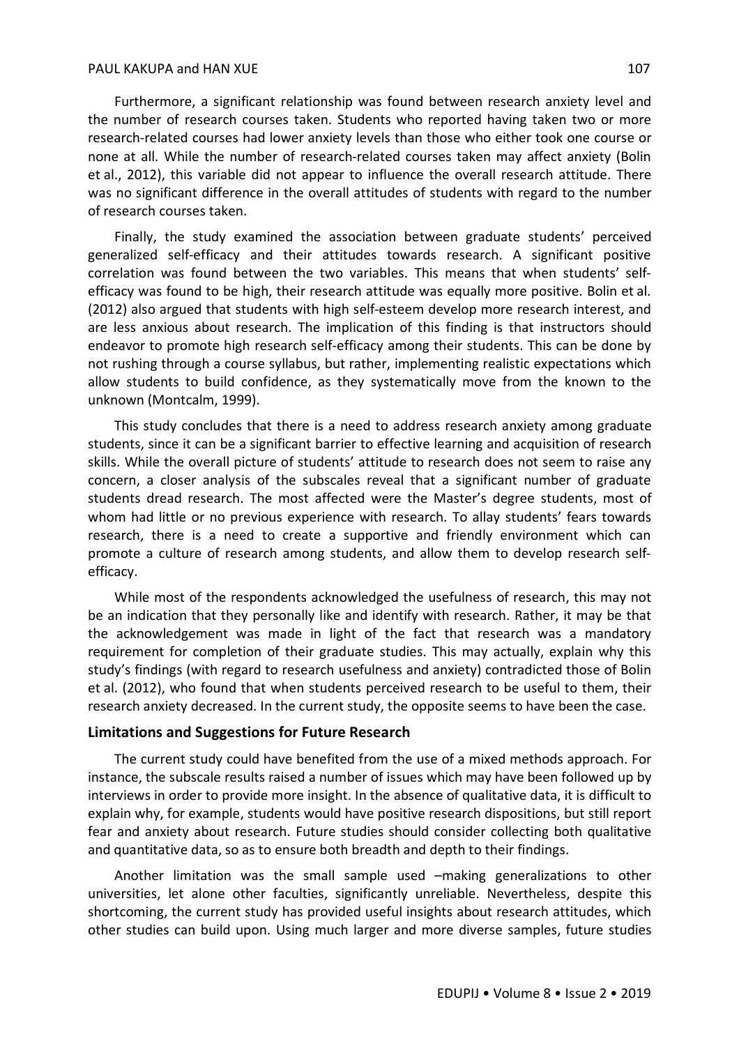Furthermore, a significant relationship was found between research anxiety level and the number of research courses taken. Students who reported having taken two or more research-related courses had lower anxiety levels than those who either took one course or none at all. While the number of research-related courses taken may affect anxiety (Bolin et al., 2012), this variable did not appear to influence the overall research attitude. There was no significant difference in the overall attitudes of students with regard to the number of research courses taken.

Finally, the study examined the association between graduate students' perceived generalized self-efficacy and their attitudes towards research. A significant positive correlation was found between the two variables. This means that when students' self-efficacy was found to be high, their research attitude was equally more positive. Bolin et al. (2012) also argued that students with high self-esteem develop more research interest, and are less anxious about research. The implication of this finding is that instructors should endeavor to promote high research self-efficacy among their students. This can be done by not rushing through a course syllabus, but rather, implementing realistic expectations which allow students to build confidence, as they systematically move from the known to the unknown (Montcalm, 1999).

This study concludes that there is a need to address research anxiety among graduate students, since it can be a significant barrier to effective learning and acquisition of research skills. While the overall picture of students' attitude to research does not seem to raise any concern, a closer analysis of the subscales reveal that a significant number of graduate students dread research. The most affected were the Master's degree students, most of whom had little or no previous experience with research. To allay students' fears towards research, there is a need to create a supportive and friendly environment which can promote a culture of research among students, and allow them to develop research self-efficacy.

While most of the respondents acknowledged the usefulness of research, this may not be an indication that they personally like and identify with research. Rather, it may be that the acknowledgement was made in light of the fact that research was a mandatory requirement for completion of their graduate studies. This may actually, explain why this study's findings (with regard to research usefulness and anxiety) contradicted those of Bolin et al. (2012), who found that when students perceived research to be useful to them, their research anxiety decreased. In the current study, the opposite seems to have been the case.

## Limitations and Suggestions for Future Research

The current study could have benefited from the use of a mixed methods approach. For instance, the subscale results raised a number of issues which may have been followed up by interviews in order to provide more insight. In the absence of qualitative data, it is difficult to explain why, for example, students would have positive research dispositions, but still report fear and anxiety about research. Future studies should consider collecting both qualitative and quantitative data, so as to ensure both breadth and depth to their findings.

Another limitation was the small sample used –making generalizations to other universities, let alone other faculties, significantly unreliable. Nevertheless, despite this shortcoming, the current study has provided useful insights about research attitudes, which other studies can build upon. Using much larger and more diverse samples, future studies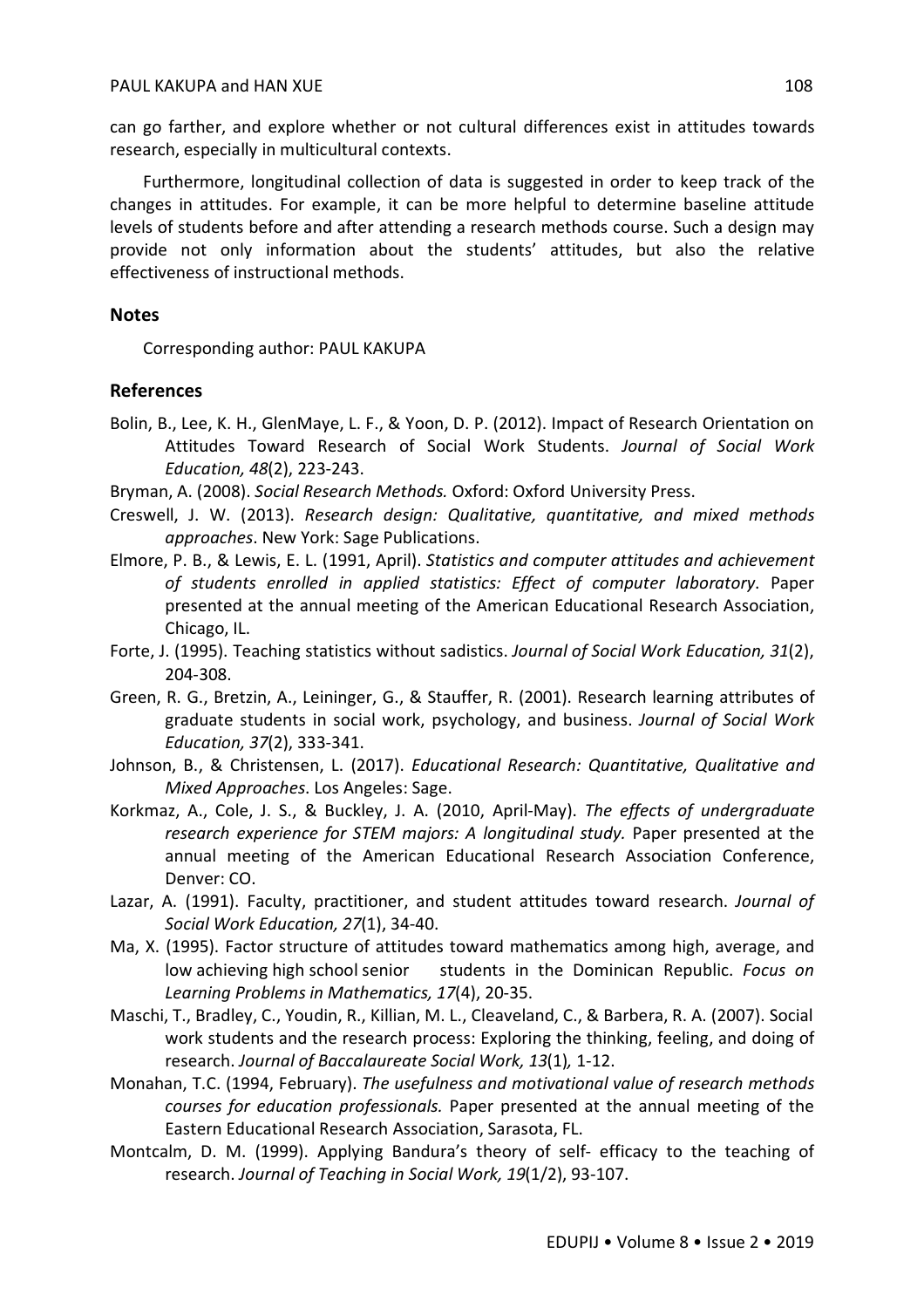can go farther, and explore whether or not cultural differences exist in attitudes towards research, especially in multicultural contexts.

Furthermore, longitudinal collection of data is suggested in order to keep track of the changes in attitudes. For example, it can be more helpful to determine baseline attitude levels of students before and after attending a research methods course. Such a design may provide not only information about the students' attitudes, but also the relative effectiveness of instructional methods.

## Notes

Corresponding author: PAUL KAKUPA

## References

Bolin, B., Lee, K. H., GlenMaye, L. F., & Yoon, D. P. (2012). Impact of Research Orientation on Attitudes Toward Research of Social Work Students. *Journal of Social Work Education, 48*(2), 223-243.

Bryman, A. (2008). *Social Research Methods.* Oxford: Oxford University Press.

Creswell, J. W. (2013). *Research design: Qualitative, quantitative, and mixed methods approaches*. New York: Sage Publications.

Elmore, P. B., & Lewis, E. L. (1991, April). *Statistics and computer attitudes and achievement of students enrolled in applied statistics: Effect of computer laboratory*. Paper presented at the annual meeting of the American Educational Research Association, Chicago, IL.

Forte, J. (1995). Teaching statistics without sadistics. *Journal of Social Work Education, 31*(2), 204-308.

Green, R. G., Bretzin, A., Leininger, G., & Stauffer, R. (2001). Research learning attributes of graduate students in social work, psychology, and business. *Journal of Social Work Education, 37*(2), 333-341.

Johnson, B., & Christensen, L. (2017). *Educational Research: Quantitative, Qualitative and Mixed Approaches*. Los Angeles: Sage.

Korkmaz, A., Cole, J. S., & Buckley, J. A. (2010, April-May). *The effects of undergraduate research experience for STEM majors: A longitudinal study.* Paper presented at the annual meeting of the American Educational Research Association Conference, Denver: CO.

Lazar, A. (1991). Faculty, practitioner, and student attitudes toward research. *Journal of Social Work Education, 27*(1), 34-40.

Ma, X. (1995). Factor structure of attitudes toward mathematics among high, average, and low achieving high school senior students in the Dominican Republic. *Focus on Learning Problems in Mathematics, 17*(4), 20-35.

Maschi, T., Bradley, C., Youdin, R., Killian, M. L., Cleaveland, C., & Barbera, R. A. (2007). Social work students and the research process: Exploring the thinking, feeling, and doing of research. *Journal of Baccalaureate Social Work, 13*(1)*,* 1-12.

Monahan, T.C. (1994, February). *The usefulness and motivational value of research methods courses for education professionals.* Paper presented at the annual meeting of the Eastern Educational Research Association, Sarasota, FL.

Montcalm, D. M. (1999). Applying Bandura's theory of self- efficacy to the teaching of research. *Journal of Teaching in Social Work, 19*(1/2), 93-107.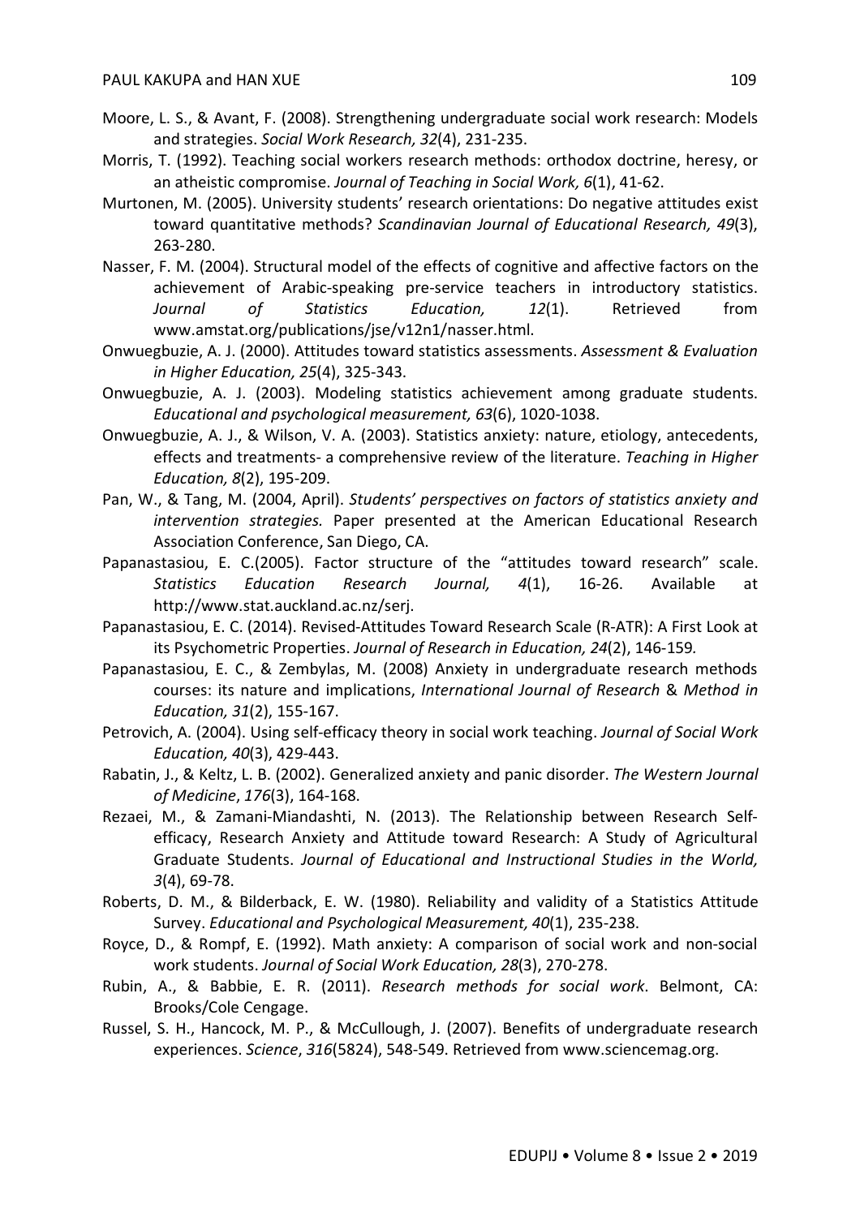Moore, L. S., & Avant, F. (2008). Strengthening undergraduate social work research: Models and strategies. *Social Work Research, 32*(4), 231-235.

Morris, T. (1992). Teaching social workers research methods: orthodox doctrine, heresy, or an atheistic compromise. *Journal of Teaching in Social Work, 6*(1), 41-62.

Murtonen, M. (2005). University students' research orientations: Do negative attitudes exist toward quantitative methods? *Scandinavian Journal of Educational Research, 49*(3), 263-280.

Nasser, F. M. (2004). Structural model of the effects of cognitive and affective factors on the achievement of Arabic-speaking pre-service teachers in introductory statistics. *Journal of Statistics Education, 12*(1). Retrieved from www.amstat.org/publications/jse/v12n1/nasser.html.

Onwuegbuzie, A. J. (2000). Attitudes toward statistics assessments. *Assessment & Evaluation in Higher Education, 25*(4), 325-343.

Onwuegbuzie, A. J. (2003). Modeling statistics achievement among graduate students. *Educational and psychological measurement, 63*(6), 1020-1038.

Onwuegbuzie, A. J., & Wilson, V. A. (2003). Statistics anxiety: nature, etiology, antecedents, effects and treatments- a comprehensive review of the literature. *Teaching in Higher Education, 8*(2), 195-209.

Pan, W., & Tang, M. (2004, April). *Students' perspectives on factors of statistics anxiety and intervention strategies.* Paper presented at the American Educational Research Association Conference, San Diego, CA.

Papanastasiou, E. C.(2005). Factor structure of the "attitudes toward research" scale. *Statistics Education Research Journal, 4*(1), 16-26. Available at http://www.stat.auckland.ac.nz/serj.

Papanastasiou, E. C. (2014). Revised-Attitudes Toward Research Scale (R-ATR): A First Look at its Psychometric Properties. *Journal of Research in Education, 24*(2), 146-159*.*

Papanastasiou, E. C., & Zembylas, M. (2008) Anxiety in undergraduate research methods courses: its nature and implications, *International Journal of Research* & *Method in Education, 31*(2), 155-167.

Petrovich, A. (2004). Using self-efficacy theory in social work teaching. *Journal of Social Work Education, 40*(3), 429-443.

Rabatin, J., & Keltz, L. B. (2002). Generalized anxiety and panic disorder. *The Western Journal of Medicine*, *176*(3), 164-168.

Rezaei, M., & Zamani-Miandashti, N. (2013). The Relationship between Research Self-efficacy, Research Anxiety and Attitude toward Research: A Study of Agricultural Graduate Students. *Journal of Educational and Instructional Studies in the World, 3*(4), 69-78.

Roberts, D. M., & Bilderback, E. W. (1980). Reliability and validity of a Statistics Attitude Survey. *Educational and Psychological Measurement, 40*(1), 235-238.

Royce, D., & Rompf, E. (1992). Math anxiety: A comparison of social work and non-social work students. *Journal of Social Work Education, 28*(3), 270-278.

Rubin, A., & Babbie, E. R. (2011). *Research methods for social work*. Belmont, CA: Brooks/Cole Cengage.

Russel, S. H., Hancock, M. P., & McCullough, J. (2007). Benefits of undergraduate research experiences. *Science*, *316*(5824), 548-549. Retrieved from www.sciencemag.org.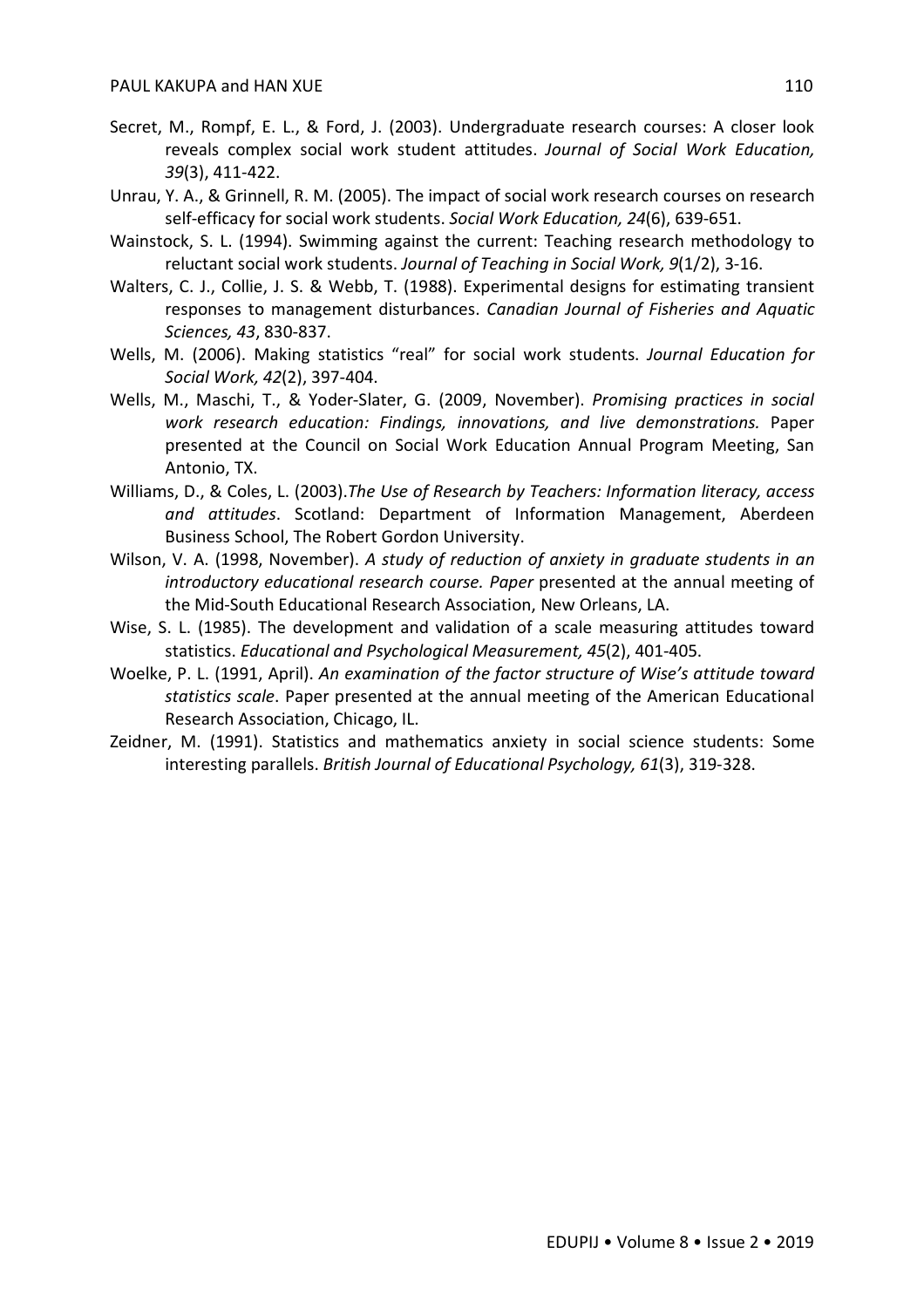Secret, M., Rompf, E. L., & Ford, J. (2003). Undergraduate research courses: A closer look reveals complex social work student attitudes. *Journal of Social Work Education, 39*(3), 411-422.

Unrau, Y. A., & Grinnell, R. M. (2005). The impact of social work research courses on research self-efficacy for social work students. *Social Work Education, 24*(6), 639-651.

Wainstock, S. L. (1994). Swimming against the current: Teaching research methodology to reluctant social work students. *Journal of Teaching in Social Work, 9*(1/2), 3-16.

Walters, C. J., Collie, J. S. & Webb, T. (1988). Experimental designs for estimating transient responses to management disturbances. *Canadian Journal of Fisheries and Aquatic Sciences, 43*, 830-837.

Wells, M. (2006). Making statistics "real" for social work students. *Journal Education for Social Work, 42*(2), 397-404.

Wells, M., Maschi, T., & Yoder-Slater, G. (2009, November). *Promising practices in social work research education: Findings, innovations, and live demonstrations.* Paper presented at the Council on Social Work Education Annual Program Meeting, San Antonio, TX.

Williams, D., & Coles, L. (2003).*The Use of Research by Teachers: Information literacy, access and attitudes*. Scotland: Department of Information Management, Aberdeen Business School, The Robert Gordon University.

Wilson, V. A. (1998, November). *A study of reduction of anxiety in graduate students in an introductory educational research course. Paper* presented at the annual meeting of the Mid-South Educational Research Association, New Orleans, LA.

Wise, S. L. (1985). The development and validation of a scale measuring attitudes toward statistics. *Educational and Psychological Measurement, 45*(2), 401-405.

Woelke, P. L. (1991, April). *An examination of the factor structure of Wise's attitude toward statistics scale*. Paper presented at the annual meeting of the American Educational Research Association, Chicago, IL.

Zeidner, M. (1991). Statistics and mathematics anxiety in social science students: Some interesting parallels. *British Journal of Educational Psychology, 61*(3), 319-328.